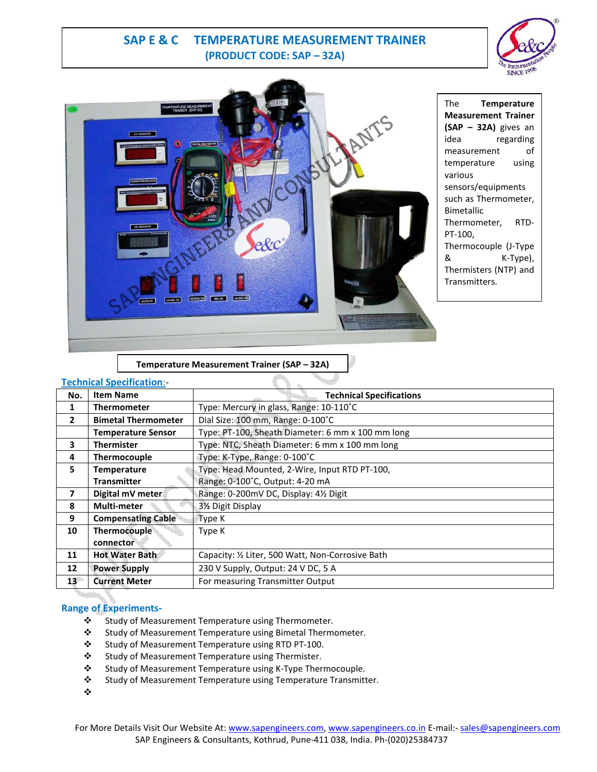# SAP E & C TEMPERATURE MEASUREMENT TRAINER

## (PRODUCT CODE: SAP – 32A)

The **Temperature Measurement Trainer (SAP – 32A)** gives an idea regarding measurement of temperature using various sensors/equipments such as Thermometer, Bimetallic Thermometer, RTD-PT-100, Thermocouple (J-Type & K-Type), Thermisters (NTP) and Transmitters.

**Temperature Measurement Trainer (SAP – 32A)**

## Technical Specification:-

| No. | Item Name | Technical Specifications |
|---|---|---|
| 1 | **Thermometer** | Type: Mercury in glass, Range: 10-110˚C |
| 2 | **Bimetal Thermometer** | Dial Size: 100 mm, Range: 0-100˚C |
| | **Temperature Sensor** | Type: PT-100, Sheath Diameter: 6 mm x 100 mm long |
| 3 | **Thermister** | Type: NTC, Sheath Diameter: 6 mm x 100 mm long |
| 4 | **Thermocouple** | Type: K-Type, Range: 0-100˚C |
| 5 | **Temperature Transmitter** | Type: Head Mounted, 2-Wire, Input RTD PT-100, Range: 0-100˚C, Output: 4-20 mA |
| 7 | **Digital mV meter** | Range: 0-200mV DC, Display: 4½ Digit |
| 8 | **Multi-meter** | 3½ Digit Display |
| 9 | **Compensating Cable** | Type K |
| 10 | **Thermocouple connector** | Type K |
| 11 | **Hot Water Bath** | Capacity: ½ Liter, 500 Watt, Non-Corrosive Bath |
| 12 | **Power Supply** | 230 V Supply, Output: 24 V DC, 5 A |
| 13 | **Current Meter** | For measuring Transmitter Output |

## Range of Experiments-

- Study of Measurement Temperature using Thermometer.
- Study of Measurement Temperature using Bimetal Thermometer.
- Study of Measurement Temperature using RTD PT-100.
- Study of Measurement Temperature using Thermister.
- Study of Measurement Temperature using K-Type Thermocouple.
- Study of Measurement Temperature using Temperature Transmitter.

For More Details Visit Our Website At: www.sapengineers.com, www.sapengineers.co.in E-mail:- sales@sapengineers.com
SAP Engineers & Consultants, Kothrud, Pune-411 038, India. Ph-(020)25384737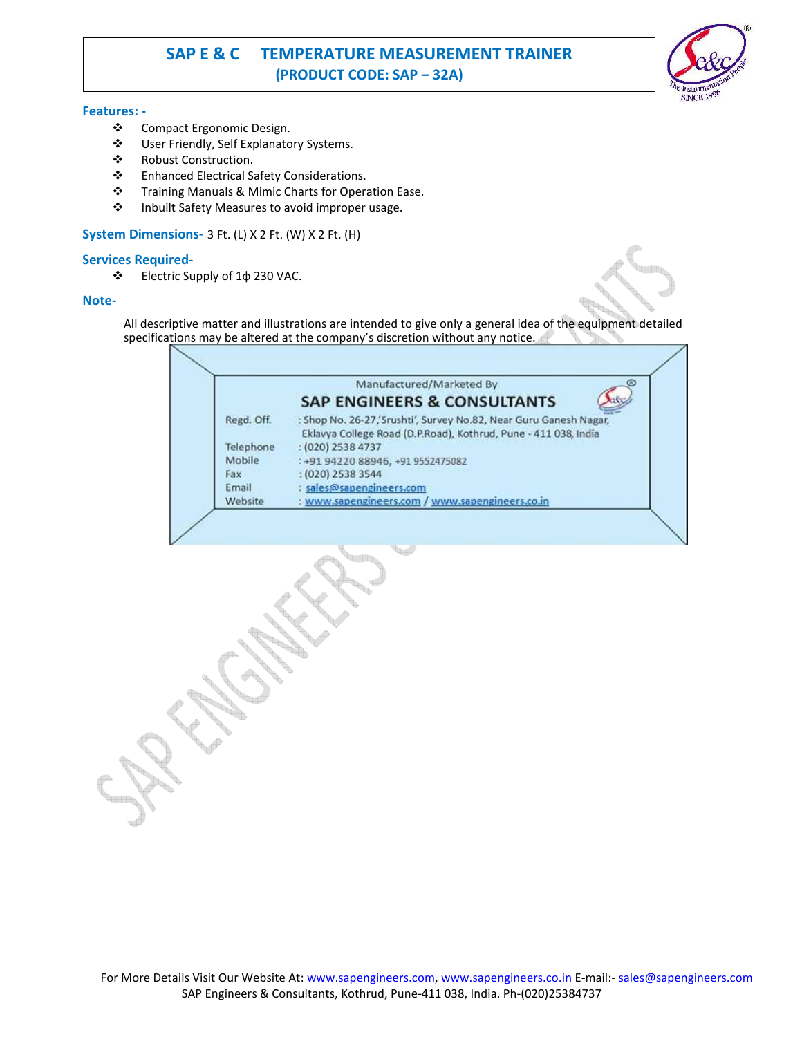# SAP E & C TEMPERATURE MEASUREMENT TRAINER
## (PRODUCT CODE: SAP – 32A)

**Features: -**

- Compact Ergonomic Design.
- User Friendly, Self Explanatory Systems.
- Robust Construction.
- Enhanced Electrical Safety Considerations.
- Training Manuals & Mimic Charts for Operation Ease.
- Inbuilt Safety Measures to avoid improper usage.

**System Dimensions-** 3 Ft. (L) X 2 Ft. (W) X 2 Ft. (H)

**Services Required-**

- Electric Supply of 1ϕ 230 VAC.

**Note-**

All descriptive matter and illustrations are intended to give only a general idea of the equipment detailed specifications may be altered at the company's discretion without any notice.

Manufactured/Marketed By

**SAP ENGINEERS & CONSULTANTS**

| | |
|---|---|
| Regd. Off. | : Shop No. 26-27,'Srushti', Survey No.82, Near Guru Ganesh Nagar, Eklavya College Road (D.P.Road), Kothrud, Pune - 411 038, India |
| Telephone | : (020) 2538 4737 |
| Mobile | : +91 94220 88946, +91 9552475082 |
| Fax | : (020) 2538 3544 |
| Email | : sales@sapengineers.com |
| Website | : www.sapengineers.com / www.sapengineers.co.in |